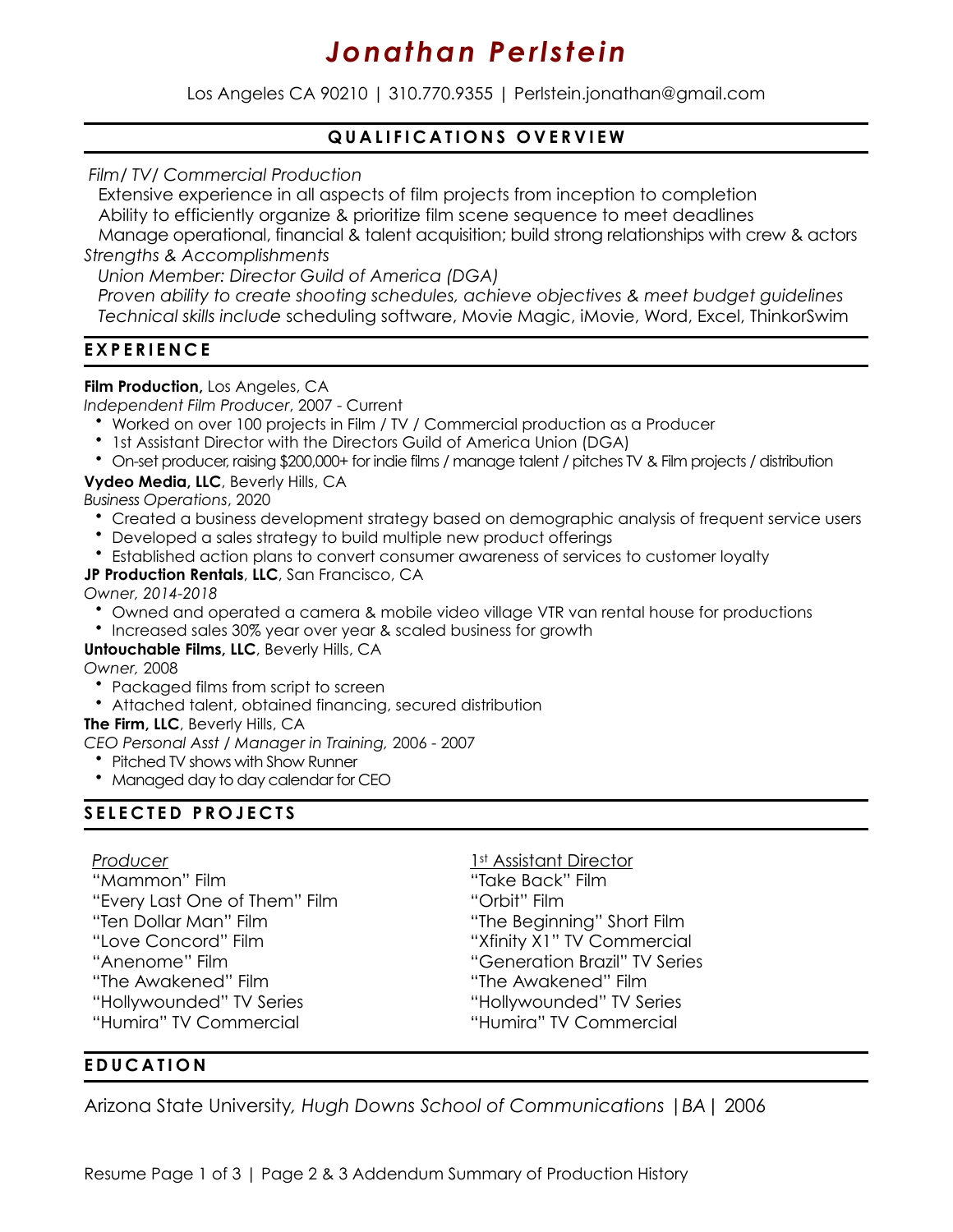# *Jonathan Perlstein*

Los Angeles CA 90210 | 310.770.9355 | Perlstein.jonathan@gmail.com

## QUALIFICATIONS OVERVIEW

*Film/ TV/ Commercial Production*

Extensive experience in all aspects of film projects from inception to completion
Ability to efficiently organize & prioritize film scene sequence to meet deadlines
Manage operational, financial & talent acquisition; build strong relationships with crew & actors

*Strengths & Accomplishments*

*Union Member: Director Guild of America (DGA)*
*Proven ability to create shooting schedules, achieve objectives & meet budget guidelines*
*Technical skills include* scheduling software, Movie Magic, iMovie, Word, Excel, ThinkorSwim

## EXPERIENCE

**Film Production,** Los Angeles, CA
*Independent Film Producer*, 2007 - Current

- Worked on over 100 projects in Film / TV / Commercial production as a Producer
- 1st Assistant Director with the Directors Guild of America Union (DGA)
- On-set producer, raising $200,000+ for indie films / manage talent / pitches TV & Film projects / distribution

**Vydeo Media, LLC**, Beverly Hills, CA
*Business Operations*, 2020

- Created a business development strategy based on demographic analysis of frequent service users
- Developed a sales strategy to build multiple new product offerings
- Established action plans to convert consumer awareness of services to customer loyalty

**JP Production Rentals**, **LLC**, San Francisco, CA
*Owner, 2014-2018*

- Owned and operated a camera & mobile video village VTR van rental house for productions
- Increased sales 30% year over year & scaled business for growth

**Untouchable Films, LLC**, Beverly Hills, CA
*Owner,* 2008

- Packaged films from script to screen
- Attached talent, obtained financing, secured distribution

**The Firm, LLC**, Beverly Hills, CA
*CEO Personal Asst / Manager in Training,* 2006 - 2007

- Pitched TV shows with Show Runner
- Managed day to day calendar for CEO

## SELECTED PROJECTS

*Producer*

"Mammon" Film
"Every Last One of Them" Film
"Ten Dollar Man" Film
"Love Concord" Film
"Anenome" Film
"The Awakened" Film
"Hollywounded" TV Series
"Humira" TV Commercial

1st Assistant Director

"Take Back" Film
"Orbit" Film
"The Beginning" Short Film
"Xfinity X1" TV Commercial
"Generation Brazil" TV Series
"The Awakened" Film
"Hollywounded" TV Series
"Humira" TV Commercial

## EDUCATION

Arizona State University, *Hugh Downs School of Communications* |*BA*| 2006

Resume Page 1 of 3 | Page 2 & 3 Addendum Summary of Production History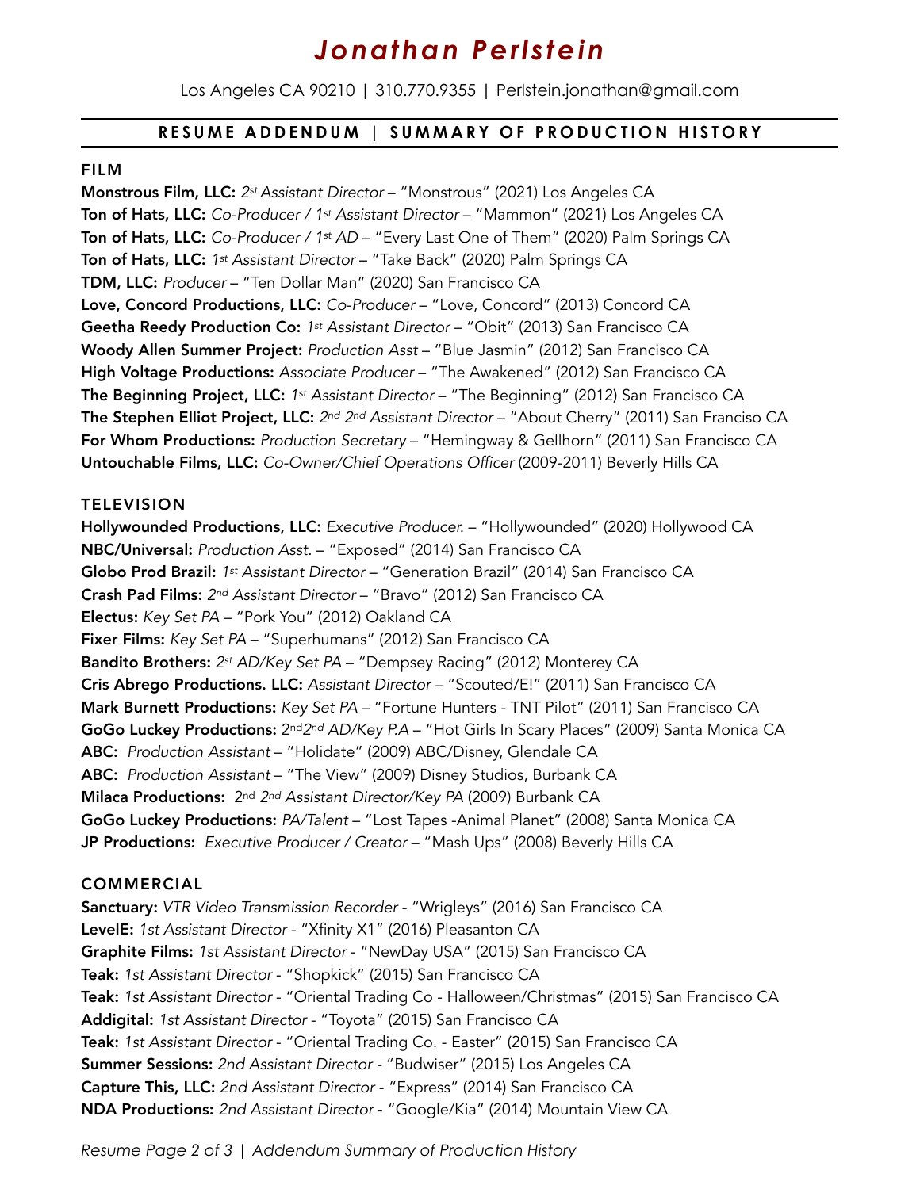# *Jonathan Perlstein*

Los Angeles CA 90210 | 310.770.9355 | Perlstein.jonathan@gmail.com

## RESUME ADDENDUM | SUMMARY OF PRODUCTION HISTORY

### FILM

**Monstrous Film, LLC:** *2st Assistant Director* – "Monstrous" (2021) Los Angeles CA
**Ton of Hats, LLC:** *Co-Producer / 1st Assistant Director* – "Mammon" (2021) Los Angeles CA
**Ton of Hats, LLC:** *Co-Producer / 1st AD* – "Every Last One of Them" (2020) Palm Springs CA
**Ton of Hats, LLC:** *1st Assistant Director* – "Take Back" (2020) Palm Springs CA
**TDM, LLC:** *Producer* – "Ten Dollar Man" (2020) San Francisco CA
**Love, Concord Productions, LLC:** *Co-Producer* – "Love, Concord" (2013) Concord CA
**Geetha Reedy Production Co:** *1st Assistant Director* – "Obit" (2013) San Francisco CA
**Woody Allen Summer Project:** *Production Asst* – "Blue Jasmin" (2012) San Francisco CA
**High Voltage Productions:** *Associate Producer* – "The Awakened" (2012) San Francisco CA
**The Beginning Project, LLC:** *1st Assistant Director* – "The Beginning" (2012) San Francisco CA
**The Stephen Elliot Project, LLC:** *2nd 2nd Assistant Director* – "About Cherry" (2011) San Franciso CA
**For Whom Productions:** *Production Secretary* – "Hemingway & Gellhorn" (2011) San Francisco CA
**Untouchable Films, LLC:** *Co-Owner/Chief Operations Officer* (2009-2011) Beverly Hills CA

### TELEVISION

**Hollywounded Productions, LLC:** *Executive Producer.* – "Hollywounded" (2020) Hollywood CA
**NBC/Universal:** *Production Asst.* – "Exposed" (2014) San Francisco CA
**Globo Prod Brazil:** *1st Assistant Director* – "Generation Brazil" (2014) San Francisco CA
**Crash Pad Films:** *2nd Assistant Director* – "Bravo" (2012) San Francisco CA
**Electus:** *Key Set PA* – "Pork You" (2012) Oakland CA
**Fixer Films:** *Key Set PA* – "Superhumans" (2012) San Francisco CA
**Bandito Brothers:** *2st AD/Key Set PA* – "Dempsey Racing" (2012) Monterey CA
**Cris Abrego Productions. LLC:** *Assistant Director* – "Scouted/E!" (2011) San Francisco CA
**Mark Burnett Productions:** *Key Set PA* – "Fortune Hunters - TNT Pilot" (2011) San Francisco CA
**GoGo Luckey Productions:** 2nd *2nd AD/Key P.A* – "Hot Girls In Scary Places" (2009) Santa Monica CA
**ABC:** *Production Assistant* – "Holidate" (2009) ABC/Disney, Glendale CA
**ABC:** *Production Assistant* – "The View" (2009) Disney Studios, Burbank CA
**Milaca Productions:** 2nd *2nd Assistant Director/Key PA* (2009) Burbank CA
**GoGo Luckey Productions:** *PA/Talent* – "Lost Tapes -Animal Planet" (2008) Santa Monica CA
**JP Productions:** *Executive Producer / Creator* – "Mash Ups" (2008) Beverly Hills CA

### COMMERCIAL

**Sanctuary:** *VTR Video Transmission Recorder* - "Wrigleys" (2016) San Francisco CA
**LevelE:** *1st Assistant Director* - "Xfinity X1" (2016) Pleasanton CA
**Graphite Films:** *1st Assistant Director* - "NewDay USA" (2015) San Francisco CA
**Teak:** *1st Assistant Director* - "Shopkick" (2015) San Francisco CA
**Teak:** *1st Assistant Director* - "Oriental Trading Co - Halloween/Christmas" (2015) San Francisco CA
**Addigital:** *1st Assistant Director* - "Toyota" (2015) San Francisco CA
**Teak:** *1st Assistant Director* - "Oriental Trading Co. - Easter" (2015) San Francisco CA
**Summer Sessions:** *2nd Assistant Director* - "Budwiser" (2015) Los Angeles CA
**Capture This, LLC:** *2nd Assistant Director* - "Express" (2014) San Francisco CA
**NDA Productions:** *2nd Assistant Director* **-** "Google/Kia" (2014) Mountain View CA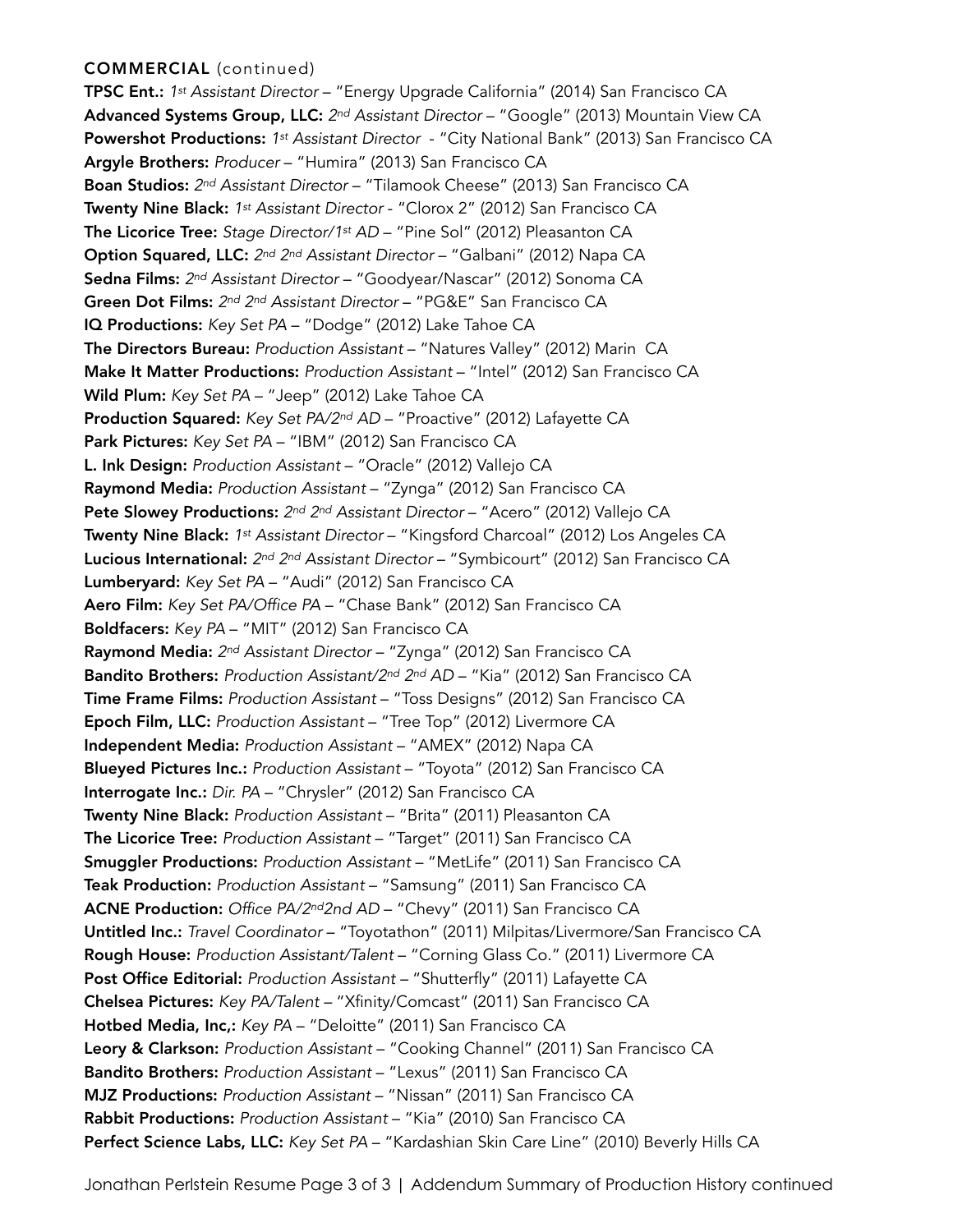**COMMERCIAL** (continued)

**TPSC Ent.:** *1st Assistant Director* – "Energy Upgrade California" (2014) San Francisco CA
**Advanced Systems Group, LLC:** *2nd Assistant Director* – "Google" (2013) Mountain View CA
**Powershot Productions:** *1st Assistant Director* - "City National Bank" (2013) San Francisco CA
**Argyle Brothers:** *Producer* – "Humira" (2013) San Francisco CA
**Boan Studios:** *2nd Assistant Director* – "Tilamook Cheese" (2013) San Francisco CA
**Twenty Nine Black:** *1st Assistant Director* - "Clorox 2" (2012) San Francisco CA
**The Licorice Tree:** *Stage Director/1st AD* – "Pine Sol" (2012) Pleasanton CA
**Option Squared, LLC:** *2nd 2nd Assistant Director* – "Galbani" (2012) Napa CA
**Sedna Films:** *2nd Assistant Director* – "Goodyear/Nascar" (2012) Sonoma CA
**Green Dot Films:** *2nd 2nd Assistant Director* – "PG&E" San Francisco CA
**IQ Productions:** *Key Set PA* – "Dodge" (2012) Lake Tahoe CA
**The Directors Bureau:** *Production Assistant* – "Natures Valley" (2012) Marin CA
**Make It Matter Productions:** *Production Assistant* – "Intel" (2012) San Francisco CA
**Wild Plum:** *Key Set PA* – "Jeep" (2012) Lake Tahoe CA
**Production Squared:** *Key Set PA/2nd AD* – "Proactive" (2012) Lafayette CA
**Park Pictures:** *Key Set PA* – "IBM" (2012) San Francisco CA
**L. Ink Design:** *Production Assistant* – "Oracle" (2012) Vallejo CA
**Raymond Media:** *Production Assistant* – "Zynga" (2012) San Francisco CA
**Pete Slowey Productions:** *2nd 2nd Assistant Director* – "Acero" (2012) Vallejo CA
**Twenty Nine Black:** *1st Assistant Director* – "Kingsford Charcoal" (2012) Los Angeles CA
**Lucious International:** *2nd 2nd Assistant Director* – "Symbicourt" (2012) San Francisco CA
**Lumberyard:** *Key Set PA* – "Audi" (2012) San Francisco CA
**Aero Film:** *Key Set PA/Office PA* – "Chase Bank" (2012) San Francisco CA
**Boldfacers:** *Key PA* – "MIT" (2012) San Francisco CA
**Raymond Media:** *2nd Assistant Director* – "Zynga" (2012) San Francisco CA
**Bandito Brothers:** *Production Assistant/2nd 2nd AD* – "Kia" (2012) San Francisco CA
**Time Frame Films:** *Production Assistant* – "Toss Designs" (2012) San Francisco CA
**Epoch Film, LLC:** *Production Assistant* – "Tree Top" (2012) Livermore CA
**Independent Media:** *Production Assistant* – "AMEX" (2012) Napa CA
**Blueyed Pictures Inc.:** *Production Assistant* – "Toyota" (2012) San Francisco CA
**Interrogate Inc.:** *Dir. PA* – "Chrysler" (2012) San Francisco CA
**Twenty Nine Black:** *Production Assistant* – "Brita" (2011) Pleasanton CA
**The Licorice Tree:** *Production Assistant* – "Target" (2011) San Francisco CA
**Smuggler Productions:** *Production Assistant* – "MetLife" (2011) San Francisco CA
**Teak Production:** *Production Assistant* – "Samsung" (2011) San Francisco CA
**ACNE Production:** *Office PA/2nd2nd AD* – "Chevy" (2011) San Francisco CA
**Untitled Inc.:** *Travel Coordinator* – "Toyotathon" (2011) Milpitas/Livermore/San Francisco CA
**Rough House:** *Production Assistant/Talent* – "Corning Glass Co." (2011) Livermore CA
**Post Office Editorial:** *Production Assistant* – "Shutterfly" (2011) Lafayette CA
**Chelsea Pictures:** *Key PA/Talent* – "Xfinity/Comcast" (2011) San Francisco CA
**Hotbed Media, Inc,:** *Key PA* – "Deloitte" (2011) San Francisco CA
**Leory & Clarkson:** *Production Assistant* – "Cooking Channel" (2011) San Francisco CA
**Bandito Brothers:** *Production Assistant* – "Lexus" (2011) San Francisco CA
**MJZ Productions:** *Production Assistant* – "Nissan" (2011) San Francisco CA
**Rabbit Productions:** *Production Assistant* – "Kia" (2010) San Francisco CA
**Perfect Science Labs, LLC:** *Key Set PA* – "Kardashian Skin Care Line" (2010) Beverly Hills CA